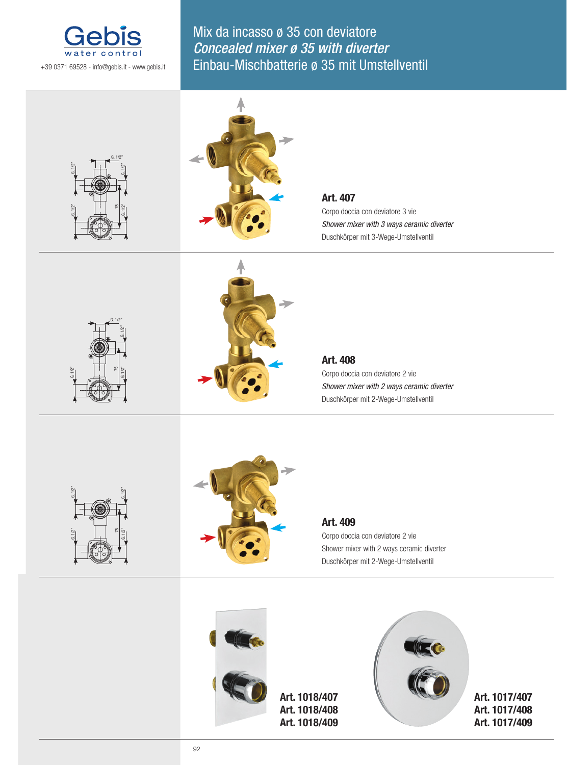Gebis water control

+39 0371 69528 - info@gebis.it - www.gebis.it

# Mix da incasso ø 35 con deviatore
# *Concealed mixer ø 35 with diverter*
# Einbau-Mischbatterie ø 35 mit Umstellventil

G. 1/2"

G. 1/2"

G. 1/2"

G. 1/2"

G. 1/2"

75

## Art. 407

Corpo doccia con deviatore 3 vie

*Shower mixer with 3 ways ceramic diverter*

Duschkörper mit 3-Wege-Umstellventil

G. 1/2"

G. 1/2"

G. 1/2"

G. 1/2"

75

## Art. 408

Corpo doccia con deviatore 2 vie

*Shower mixer with 2 ways ceramic diverter*

Duschkörper mit 2-Wege-Umstellventil

G. 1/2"

G. 1/2"

G. 1/2"

G. 1/2"

75

## Art. 409

Corpo doccia con deviatore 2 vie

Shower mixer with 2 ways ceramic diverter

Duschkörper mit 2-Wege-Umstellventil

**Art. 1018/407**
**Art. 1018/408**
**Art. 1018/409**

**Art. 1017/407**
**Art. 1017/408**
**Art. 1017/409**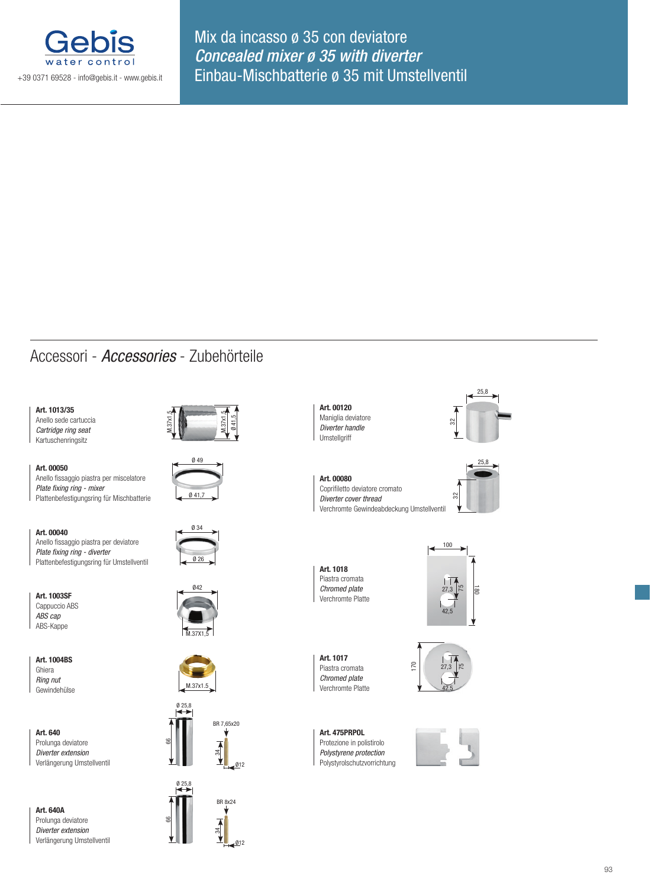# Mix da incasso ø 35 con deviatore
# *Concealed mixer ø 35 with diverter*
# Einbau-Mischbatterie ø 35 mit Umstellventil

+39 0371 69528 - info@gebis.it - www.gebis.it

## Accessori - *Accessories* - Zubehörteile

**Art. 1013/35**
Anello sede cartuccia
*Cartridge ring seat*
Kartuschenringsitz

M.37x1,5
M.37x1,5
Ø 41,5

**Art. 00050**
Anello fissaggio piastra per miscelatore
*Plate fixing ring - mixer*
Plattenbefestigungsring für Mischbatterie

Ø 49
Ø 41,7

**Art. 00040**
Anello fissaggio piastra per deviatore
*Plate fixing ring - diverter*
Plattenbefestigungsring für Umstellventil

Ø 34
Ø 26

**Art. 1003SF**
Cappuccio ABS
*ABS cap*
ABS-Kappe

Ø42
M.37X1,5

**Art. 1004BS**
Ghiera
*Ring nut*
Gewindehülse

M.37x1.5

**Art. 640**
Prolunga deviatore
*Diverter extension*
Verlängerung Umstellventil

Ø 25,8
66
BR 7,65x20
34
Ø12

**Art. 640A**
Prolunga deviatore
*Diverter extension*
Verlängerung Umstellventil

Ø 25,8
66
BR 8x24
34
Ø12

**Art. 00120**
Maniglia deviatore
*Diverter handle*
Umstellgriff

25,8
32

**Art. 00080**
Coprifiletto deviatore cromato
*Diverter cover thread*
Verchromte Gewindeabdeckung Umstellventil

25,8
32

**Art. 1018**
Piastra cromata
*Chromed plate*
Verchromte Platte

100
180
27,3
75
42,5

**Art. 1017**
Piastra cromata
*Chromed plate*
Verchromte Platte

170
27,3
75
42,5

**Art. 475PRPOL**
Protezione in polistirolo
*Polystyrene protection*
Polystyrolschutzvorrichtung